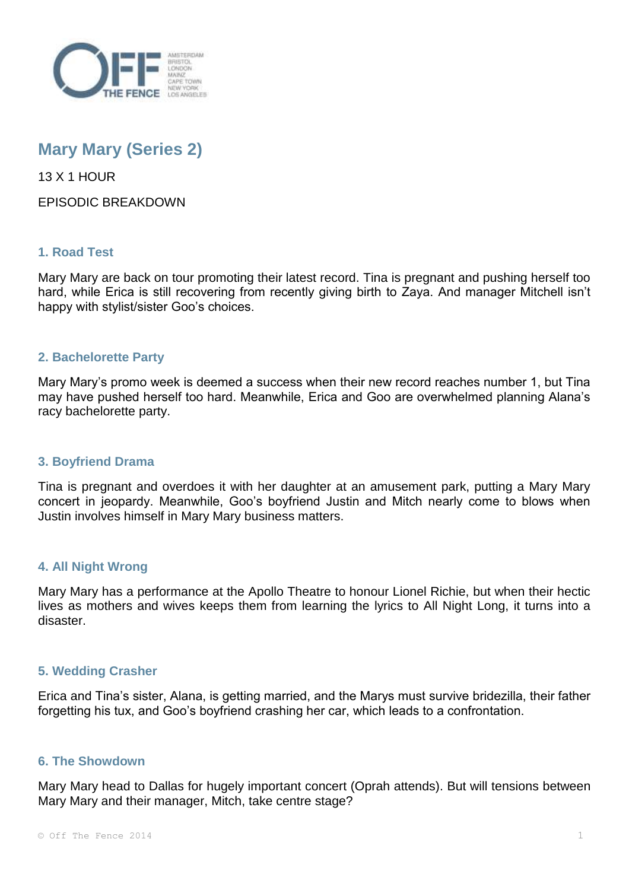# Mary Mary (Series 2)

13 X 1 HOUR

EPISODIC BREAKDOWN

## 1. Road Test

Mary Mary are back on tour promoting their latest record. Tina is pregnant and pushing herself too hard, while Erica is still recovering from recently giving birth to Zaya. And manager Mitchell isn't happy with stylist/sister Goo's choices.

## 2. Bachelorette Party

Mary Mary's promo week is deemed a success when their new record reaches number 1, but Tina may have pushed herself too hard. Meanwhile, Erica and Goo are overwhelmed planning Alana's racy bachelorette party.

## 3. Boyfriend Drama

Tina is pregnant and overdoes it with her daughter at an amusement park, putting a Mary Mary concert in jeopardy. Meanwhile, Goo's boyfriend Justin and Mitch nearly come to blows when Justin involves himself in Mary Mary business matters.

## 4. All Night Wrong

Mary Mary has a performance at the Apollo Theatre to honour Lionel Richie, but when their hectic lives as mothers and wives keeps them from learning the lyrics to All Night Long, it turns into a disaster.

## 5. Wedding Crasher

Erica and Tina's sister, Alana, is getting married, and the Marys must survive bridezilla, their father forgetting his tux, and Goo's boyfriend crashing her car, which leads to a confrontation.

## 6. The Showdown

Mary Mary head to Dallas for hugely important concert (Oprah attends). But will tensions between Mary Mary and their manager, Mitch, take centre stage?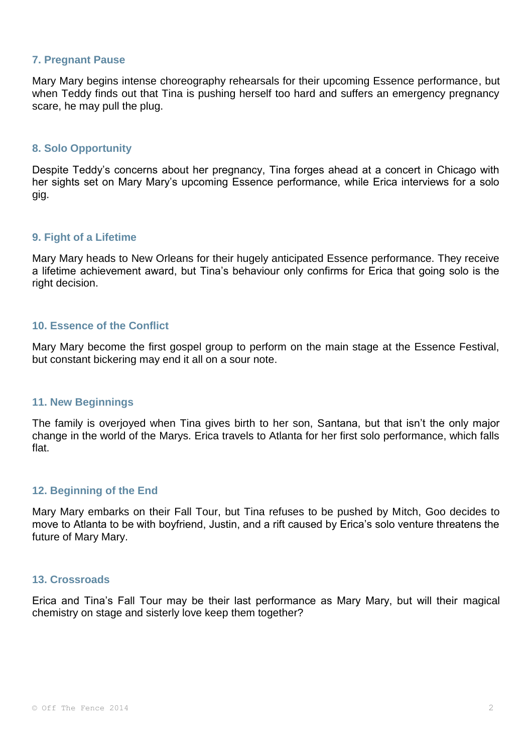### 7. Pregnant Pause

Mary Mary begins intense choreography rehearsals for their upcoming Essence performance, but when Teddy finds out that Tina is pushing herself too hard and suffers an emergency pregnancy scare, he may pull the plug.

### 8. Solo Opportunity

Despite Teddy's concerns about her pregnancy, Tina forges ahead at a concert in Chicago with her sights set on Mary Mary's upcoming Essence performance, while Erica interviews for a solo gig.

### 9. Fight of a Lifetime

Mary Mary heads to New Orleans for their hugely anticipated Essence performance. They receive a lifetime achievement award, but Tina's behaviour only confirms for Erica that going solo is the right decision.

### 10. Essence of the Conflict

Mary Mary become the first gospel group to perform on the main stage at the Essence Festival, but constant bickering may end it all on a sour note.

### 11. New Beginnings

The family is overjoyed when Tina gives birth to her son, Santana, but that isn't the only major change in the world of the Marys. Erica travels to Atlanta for her first solo performance, which falls flat.

### 12. Beginning of the End

Mary Mary embarks on their Fall Tour, but Tina refuses to be pushed by Mitch, Goo decides to move to Atlanta to be with boyfriend, Justin, and a rift caused by Erica's solo venture threatens the future of Mary Mary.

### 13. Crossroads

Erica and Tina's Fall Tour may be their last performance as Mary Mary, but will their magical chemistry on stage and sisterly love keep them together?

© Off The Fence 2014